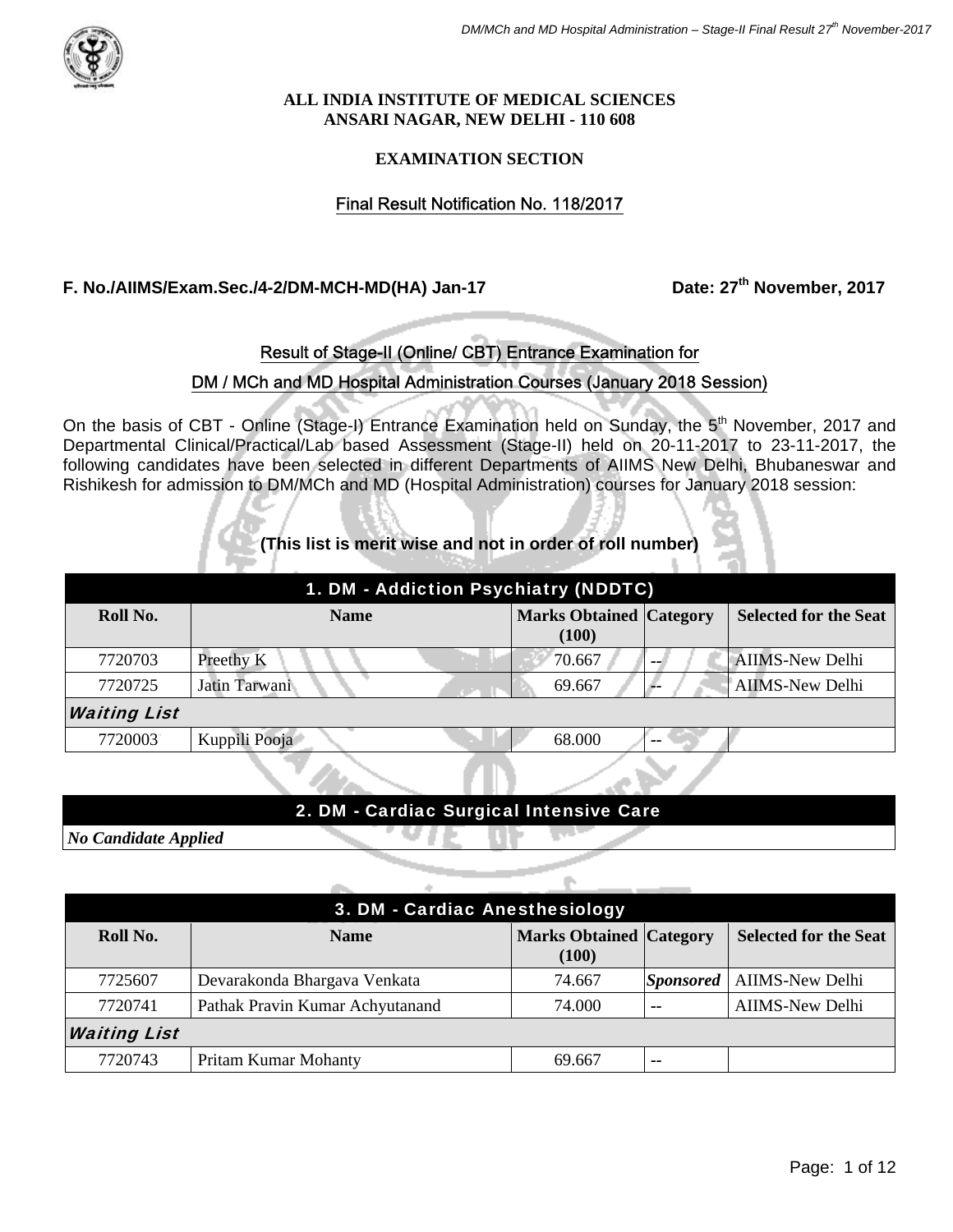**ALL INDIA INSTITUTE OF MEDICAL SCIENCES**
**ANSARI NAGAR, NEW DELHI - 110 608**

**EXAMINATION SECTION**

## Final Result Notification No. 118/2017

**F. No./AIIMS/Exam.Sec./4-2/DM-MCH-MD(HA) Jan-17** **Date: 27th November, 2017**

### Result of Stage-II (Online/ CBT) Entrance Examination for

### DM / MCh and MD Hospital Administration Courses (January 2018 Session)

On the basis of CBT - Online (Stage-I) Entrance Examination held on Sunday, the 5th November, 2017 and Departmental Clinical/Practical/Lab based Assessment (Stage-II) held on 20-11-2017 to 23-11-2017, the following candidates have been selected in different Departments of AIIMS New Delhi, Bhubaneswar and Rishikesh for admission to DM/MCh and MD (Hospital Administration) courses for January 2018 session:

**(This list is merit wise and not in order of roll number)**

### 1. DM - Addiction Psychiatry (NDDTC)

| Roll No. | Name | Marks Obtained (100) | Category | Selected for the Seat |
|---|---|---|---|---|
| 7720703 | Preethy K | 70.667 | -- | AIIMS-New Delhi |
| 7720725 | Jatin Tarwani | 69.667 | -- | AIIMS-New Delhi |
| ***Waiting List*** | | | | |
| 7720003 | Kuppili Pooja | 68.000 | -- | |

### 2. DM - Cardiac Surgical Intensive Care

***No Candidate Applied***

### 3. DM - Cardiac Anesthesiology

| Roll No. | Name | Marks Obtained (100) | Category | Selected for the Seat |
|---|---|---|---|---|
| 7725607 | Devarakonda Bhargava Venkata | 74.667 | ***Sponsored*** | AIIMS-New Delhi |
| 7720741 | Pathak Pravin Kumar Achyutanand | 74.000 | -- | AIIMS-New Delhi |
| ***Waiting List*** | | | | |
| 7720743 | Pritam Kumar Mohanty | 69.667 | -- | |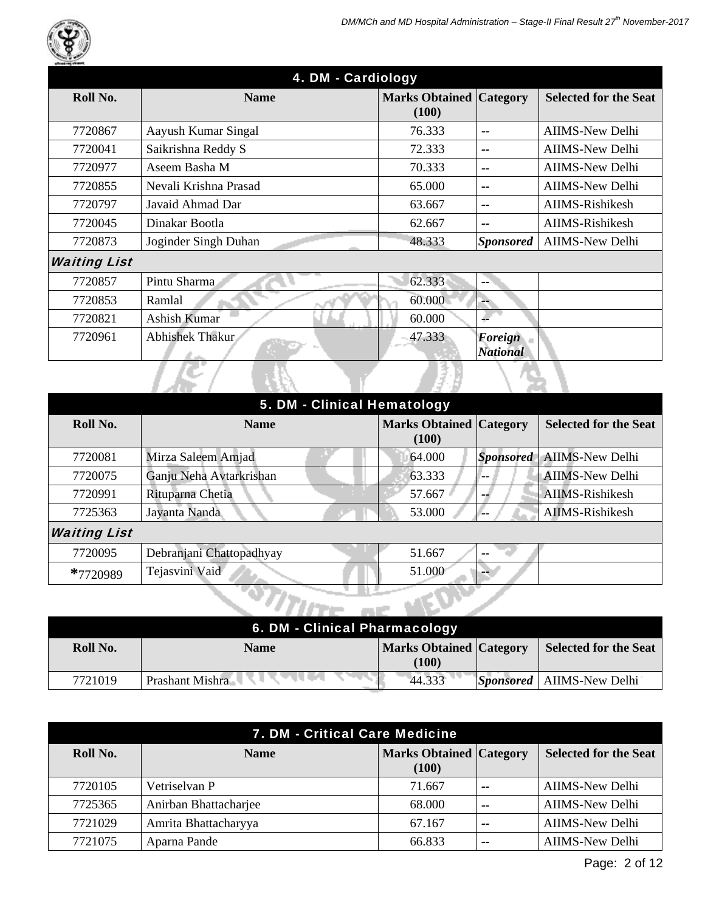## 4. DM - Cardiology

| Roll No. | Name | Marks Obtained (100) | Category | Selected for the Seat |
|---|---|---|---|---|
| 7720867 | Aayush Kumar Singal | 76.333 | -- | AIIMS-New Delhi |
| 7720041 | Saikrishna Reddy S | 72.333 | -- | AIIMS-New Delhi |
| 7720977 | Aseem Basha M | 70.333 | -- | AIIMS-New Delhi |
| 7720855 | Nevali Krishna Prasad | 65.000 | -- | AIIMS-New Delhi |
| 7720797 | Javaid Ahmad Dar | 63.667 | -- | AIIMS-Rishikesh |
| 7720045 | Dinakar Bootla | 62.667 | -- | AIIMS-Rishikesh |
| 7720873 | Joginder Singh Duhan | 48.333 | *Sponsored* | AIIMS-New Delhi |
| ***Waiting List*** | | | | |
| 7720857 | Pintu Sharma | 62.333 | -- | |
| 7720853 | Ramlal | 60.000 | -- | |
| 7720821 | Ashish Kumar | 60.000 | -- | |
| 7720961 | Abhishek Thakur | 47.333 | *Foreign National* | |

## 5. DM - Clinical Hematology

| Roll No. | Name | Marks Obtained (100) | Category | Selected for the Seat |
|---|---|---|---|---|
| 7720081 | Mirza Saleem Amjad | 64.000 | *Sponsored* | AIIMS-New Delhi |
| 7720075 | Ganju Neha Avtarkrishan | 63.333 | -- | AIIMS-New Delhi |
| 7720991 | Rituparna Chetia | 57.667 | -- | AIIMS-Rishikesh |
| 7725363 | Jayanta Nanda | 53.000 | -- | AIIMS-Rishikesh |
| ***Waiting List*** | | | | |
| 7720095 | Debranjani Chattopadhyay | 51.667 | -- | |
| *7720989 | Tejasvini Vaid | 51.000 | -- | |

## 6. DM - Clinical Pharmacology

| Roll No. | Name | Marks Obtained (100) | Category | Selected for the Seat |
|---|---|---|---|---|
| 7721019 | Prashant Mishra | 44.333 | *Sponsored* | AIIMS-New Delhi |

## 7. DM - Critical Care Medicine

| Roll No. | Name | Marks Obtained (100) | Category | Selected for the Seat |
|---|---|---|---|---|
| 7720105 | Vetriselvan P | 71.667 | -- | AIIMS-New Delhi |
| 7725365 | Anirban Bhattacharjee | 68.000 | -- | AIIMS-New Delhi |
| 7721029 | Amrita Bhattacharyya | 67.167 | -- | AIIMS-New Delhi |
| 7721075 | Aparna Pande | 66.833 | -- | AIIMS-New Delhi |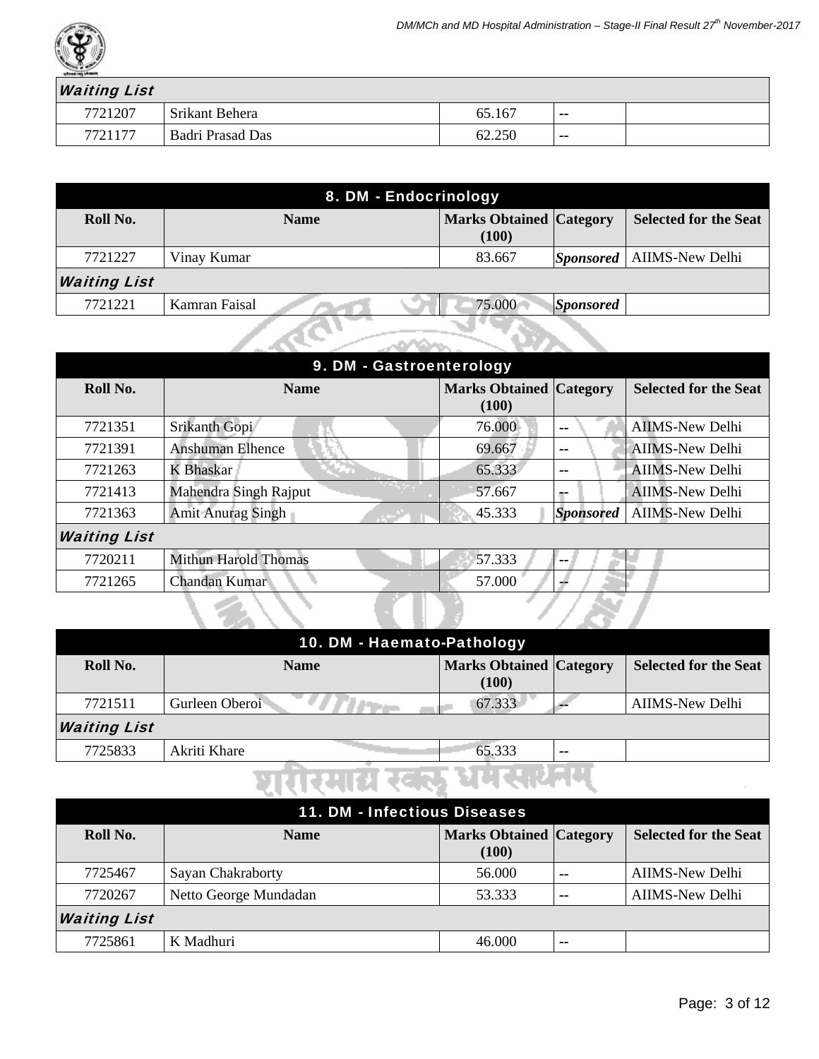| | | | | |
|---|---|---|---|---|
| ***Waiting List*** | | | | |
| 7721207 | Srikant Behera | 65.167 | -- | |
| 7721177 | Badri Prasad Das | 62.250 | -- | |

## 8. DM - Endocrinology

| Roll No. | Name | Marks Obtained (100) | Category | Selected for the Seat |
|---|---|---|---|---|
| 7721227 | Vinay Kumar | 83.667 | *Sponsored* | AIIMS-New Delhi |
| ***Waiting List*** | | | | |
| 7721221 | Kamran Faisal | 75.000 | *Sponsored* | |

## 9. DM - Gastroenterology

| Roll No. | Name | Marks Obtained (100) | Category | Selected for the Seat |
|---|---|---|---|---|
| 7721351 | Srikanth Gopi | 76.000 | -- | AIIMS-New Delhi |
| 7721391 | Anshuman Elhence | 69.667 | -- | AIIMS-New Delhi |
| 7721263 | K Bhaskar | 65.333 | -- | AIIMS-New Delhi |
| 7721413 | Mahendra Singh Rajput | 57.667 | -- | AIIMS-New Delhi |
| 7721363 | Amit Anurag Singh | 45.333 | *Sponsored* | AIIMS-New Delhi |
| ***Waiting List*** | | | | |
| 7720211 | Mithun Harold Thomas | 57.333 | -- | |
| 7721265 | Chandan Kumar | 57.000 | -- | |

## 10. DM - Haemato-Pathology

| Roll No. | Name | Marks Obtained (100) | Category | Selected for the Seat |
|---|---|---|---|---|
| 7721511 | Gurleen Oberoi | 67.333 | -- | AIIMS-New Delhi |
| ***Waiting List*** | | | | |
| 7725833 | Akriti Khare | 65.333 | -- | |

## 11. DM - Infectious Diseases

| Roll No. | Name | Marks Obtained (100) | Category | Selected for the Seat |
|---|---|---|---|---|
| 7725467 | Sayan Chakraborty | 56.000 | -- | AIIMS-New Delhi |
| 7720267 | Netto George Mundadan | 53.333 | -- | AIIMS-New Delhi |
| ***Waiting List*** | | | | |
| 7725861 | K Madhuri | 46.000 | -- | |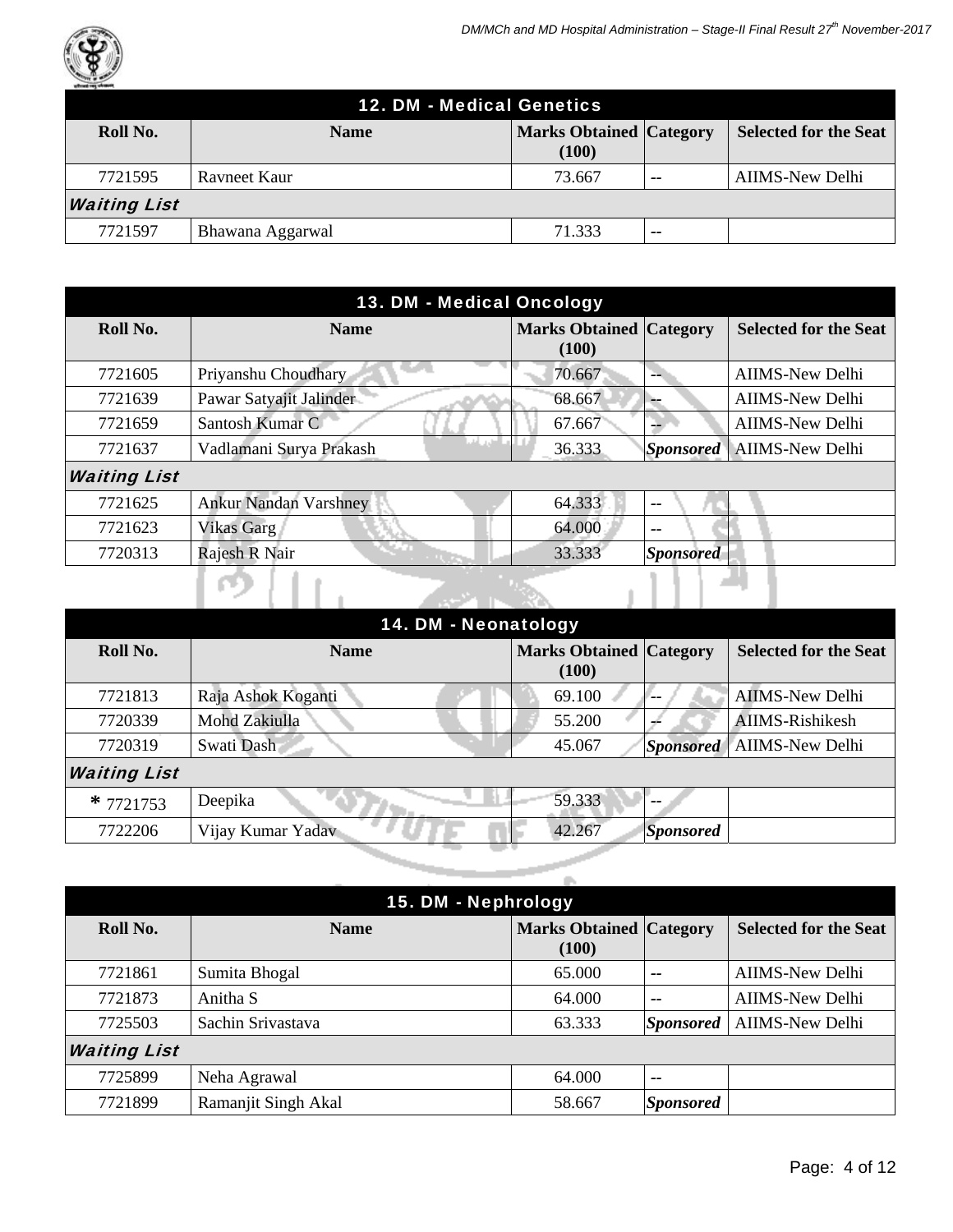## 12. DM - Medical Genetics

| Roll No. | Name | Marks Obtained (100) | Category | Selected for the Seat |
|---|---|---|---|---|
| 7721595 | Ravneet Kaur | 73.667 | -- | AIIMS-New Delhi |
| ***Waiting List*** | | | | |
| 7721597 | Bhawana Aggarwal | 71.333 | -- | |

## 13. DM - Medical Oncology

| Roll No. | Name | Marks Obtained (100) | Category | Selected for the Seat |
|---|---|---|---|---|
| 7721605 | Priyanshu Choudhary | 70.667 | -- | AIIMS-New Delhi |
| 7721639 | Pawar Satyajit Jalinder | 68.667 | -- | AIIMS-New Delhi |
| 7721659 | Santosh Kumar C | 67.667 | -- | AIIMS-New Delhi |
| 7721637 | Vadlamani Surya Prakash | 36.333 | ***Sponsored*** | AIIMS-New Delhi |
| ***Waiting List*** | | | | |
| 7721625 | Ankur Nandan Varshney | 64.333 | -- | |
| 7721623 | Vikas Garg | 64.000 | -- | |
| 7720313 | Rajesh R Nair | 33.333 | ***Sponsored*** | |

## 14. DM - Neonatology

| Roll No. | Name | Marks Obtained (100) | Category | Selected for the Seat |
|---|---|---|---|---|
| 7721813 | Raja Ashok Koganti | 69.100 | -- | AIIMS-New Delhi |
| 7720339 | Mohd Zakiulla | 55.200 | -- | AIIMS-Rishikesh |
| 7720319 | Swati Dash | 45.067 | ***Sponsored*** | AIIMS-New Delhi |
| ***Waiting List*** | | | | |
| * 7721753 | Deepika | 59.333 | -- | |
| 7722206 | Vijay Kumar Yadav | 42.267 | ***Sponsored*** | |

## 15. DM - Nephrology

| Roll No. | Name | Marks Obtained (100) | Category | Selected for the Seat |
|---|---|---|---|---|
| 7721861 | Sumita Bhogal | 65.000 | -- | AIIMS-New Delhi |
| 7721873 | Anitha S | 64.000 | -- | AIIMS-New Delhi |
| 7725503 | Sachin Srivastava | 63.333 | ***Sponsored*** | AIIMS-New Delhi |
| ***Waiting List*** | | | | |
| 7725899 | Neha Agrawal | 64.000 | -- | |
| 7721899 | Ramanjit Singh Akal | 58.667 | ***Sponsored*** | |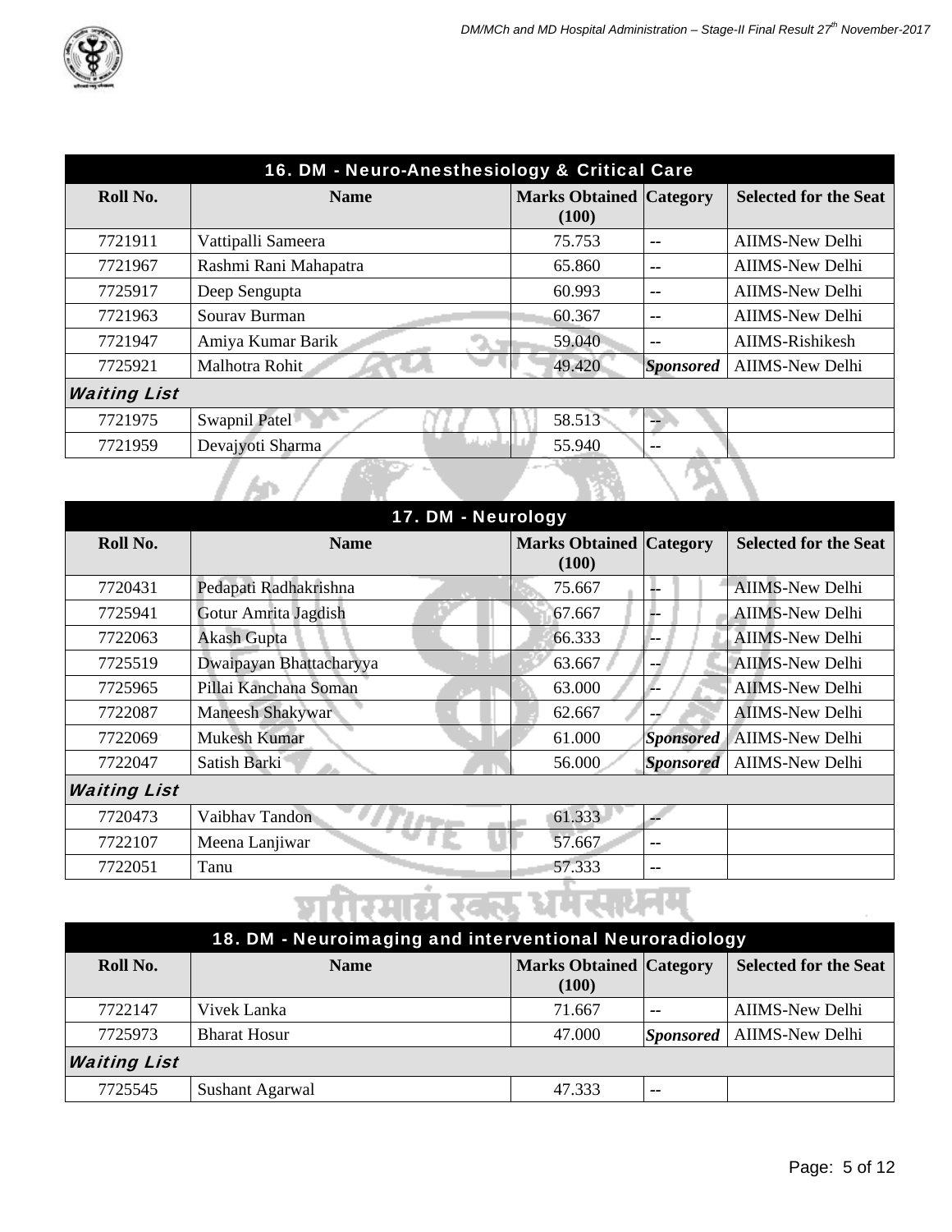## 16. DM - Neuro-Anesthesiology & Critical Care

| Roll No. | Name | Marks Obtained (100) | Category | Selected for the Seat |
|---|---|---|---|---|
| 7721911 | Vattipalli Sameera | 75.753 | -- | AIIMS-New Delhi |
| 7721967 | Rashmi Rani Mahapatra | 65.860 | -- | AIIMS-New Delhi |
| 7725917 | Deep Sengupta | 60.993 | -- | AIIMS-New Delhi |
| 7721963 | Sourav Burman | 60.367 | -- | AIIMS-New Delhi |
| 7721947 | Amiya Kumar Barik | 59.040 | -- | AIIMS-Rishikesh |
| 7725921 | Malhotra Rohit | 49.420 | *Sponsored* | AIIMS-New Delhi |
| ***Waiting List*** | | | | |
| 7721975 | Swapnil Patel | 58.513 | -- | |
| 7721959 | Devajyoti Sharma | 55.940 | -- | |

## 17. DM - Neurology

| Roll No. | Name | Marks Obtained (100) | Category | Selected for the Seat |
|---|---|---|---|---|
| 7720431 | Pedapati Radhakrishna | 75.667 | -- | AIIMS-New Delhi |
| 7725941 | Gotur Amrita Jagdish | 67.667 | -- | AIIMS-New Delhi |
| 7722063 | Akash Gupta | 66.333 | -- | AIIMS-New Delhi |
| 7725519 | Dwaipayan Bhattacharyya | 63.667 | -- | AIIMS-New Delhi |
| 7725965 | Pillai Kanchana Soman | 63.000 | -- | AIIMS-New Delhi |
| 7722087 | Maneesh Shakywar | 62.667 | -- | AIIMS-New Delhi |
| 7722069 | Mukesh Kumar | 61.000 | *Sponsored* | AIIMS-New Delhi |
| 7722047 | Satish Barki | 56.000 | *Sponsored* | AIIMS-New Delhi |
| ***Waiting List*** | | | | |
| 7720473 | Vaibhav Tandon | 61.333 | -- | |
| 7722107 | Meena Lanjiwar | 57.667 | -- | |
| 7722051 | Tanu | 57.333 | -- | |

## 18. DM - Neuroimaging and interventional Neuroradiology

| Roll No. | Name | Marks Obtained (100) | Category | Selected for the Seat |
|---|---|---|---|---|
| 7722147 | Vivek Lanka | 71.667 | -- | AIIMS-New Delhi |
| 7725973 | Bharat Hosur | 47.000 | *Sponsored* | AIIMS-New Delhi |
| ***Waiting List*** | | | | |
| 7725545 | Sushant Agarwal | 47.333 | -- | |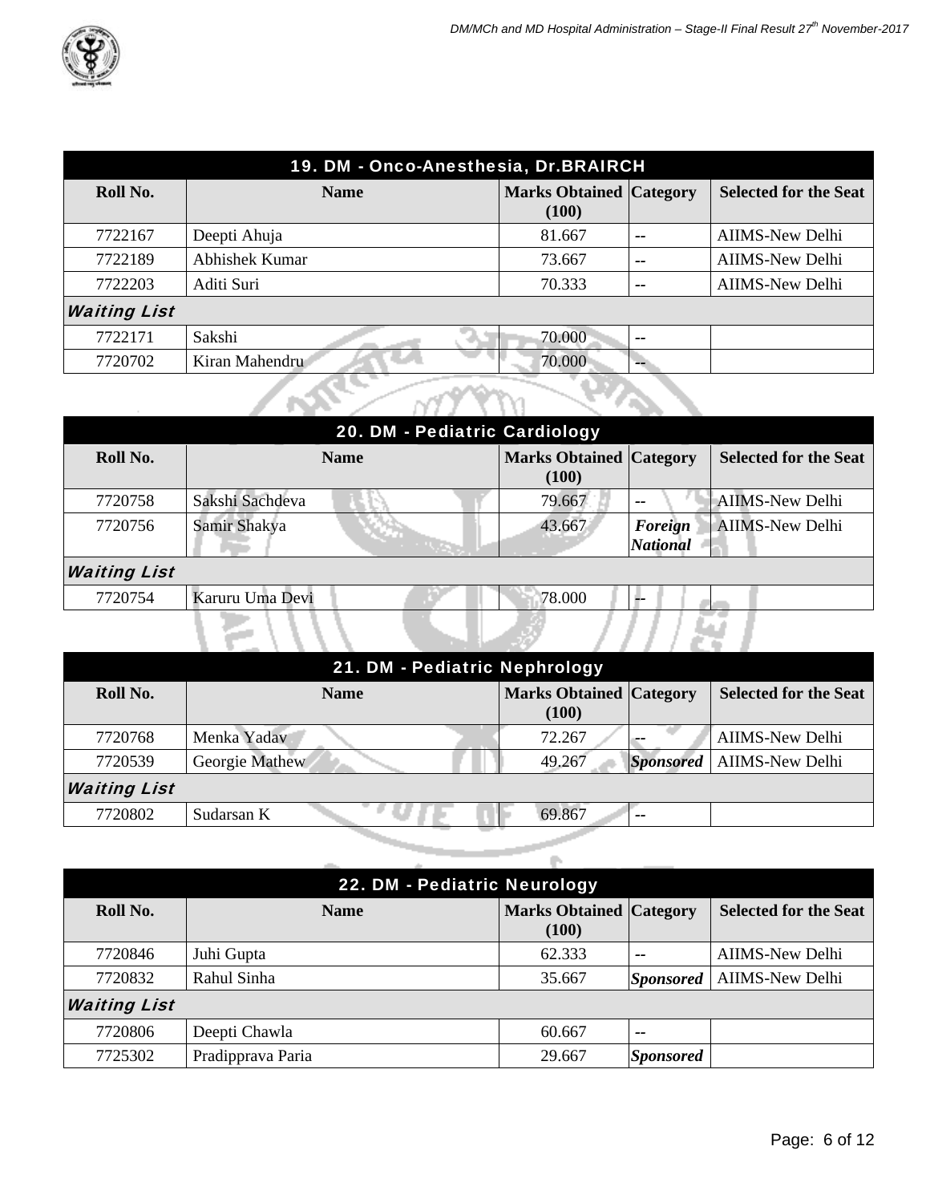## 19. DM - Onco-Anesthesia, Dr.BRAIRCH

| Roll No. | Name | Marks Obtained (100) | Category | Selected for the Seat |
|---|---|---|---|---|
| 7722167 | Deepti Ahuja | 81.667 | -- | AIIMS-New Delhi |
| 7722189 | Abhishek Kumar | 73.667 | -- | AIIMS-New Delhi |
| 7722203 | Aditi Suri | 70.333 | -- | AIIMS-New Delhi |
| ***Waiting List*** | | | | |
| 7722171 | Sakshi | 70.000 | -- | |
| 7720702 | Kiran Mahendru | 70.000 | -- | |

## 20. DM - Pediatric Cardiology

| Roll No. | Name | Marks Obtained (100) | Category | Selected for the Seat |
|---|---|---|---|---|
| 7720758 | Sakshi Sachdeva | 79.667 | -- | AIIMS-New Delhi |
| 7720756 | Samir Shakya | 43.667 | ***Foreign National*** | AIIMS-New Delhi |
| ***Waiting List*** | | | | |
| 7720754 | Karuru Uma Devi | 78.000 | -- | |

## 21. DM - Pediatric Nephrology

| Roll No. | Name | Marks Obtained (100) | Category | Selected for the Seat |
|---|---|---|---|---|
| 7720768 | Menka Yadav | 72.267 | -- | AIIMS-New Delhi |
| 7720539 | Georgie Mathew | 49.267 | ***Sponsored*** | AIIMS-New Delhi |
| ***Waiting List*** | | | | |
| 7720802 | Sudarsan K | 69.867 | -- | |

## 22. DM - Pediatric Neurology

| Roll No. | Name | Marks Obtained (100) | Category | Selected for the Seat |
|---|---|---|---|---|
| 7720846 | Juhi Gupta | 62.333 | -- | AIIMS-New Delhi |
| 7720832 | Rahul Sinha | 35.667 | ***Sponsored*** | AIIMS-New Delhi |
| ***Waiting List*** | | | | |
| 7720806 | Deepti Chawla | 60.667 | -- | |
| 7725302 | Pradipprava Paria | 29.667 | ***Sponsored*** | |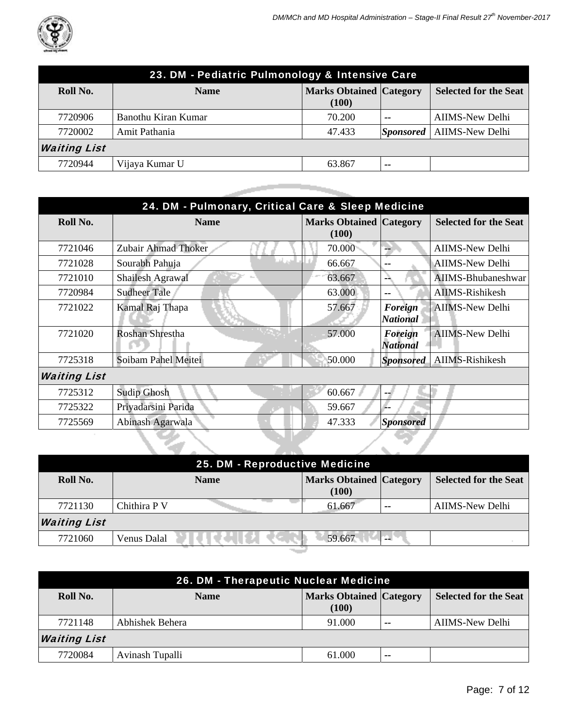| 23. DM - Pediatric Pulmonology & Intensive Care | | | | |
|---|---|---|---|---|
| **Roll No.** | **Name** | **Marks Obtained (100)** | **Category** | **Selected for the Seat** |
| 7720906 | Banothu Kiran Kumar | 70.200 | -- | AIIMS-New Delhi |
| 7720002 | Amit Pathania | 47.433 | ***Sponsored*** | AIIMS-New Delhi |
| ***Waiting List*** | | | | |
| 7720944 | Vijaya Kumar U | 63.867 | -- | |

| 24. DM - Pulmonary, Critical Care & Sleep Medicine | | | | |
|---|---|---|---|---|
| **Roll No.** | **Name** | **Marks Obtained (100)** | **Category** | **Selected for the Seat** |
| 7721046 | Zubair Ahmad Thoker | 70.000 | -- | AIIMS-New Delhi |
| 7721028 | Sourabh Pahuja | 66.667 | -- | AIIMS-New Delhi |
| 7721010 | Shailesh Agrawal | 63.667 | -- | AIIMS-Bhubaneshwar |
| 7720984 | Sudheer Tale | 63.000 | -- | AIIMS-Rishikesh |
| 7721022 | Kamal Raj Thapa | 57.667 | ***Foreign National*** | AIIMS-New Delhi |
| 7721020 | Roshan Shrestha | 57.000 | ***Foreign National*** | AIIMS-New Delhi |
| 7725318 | Soibam Pahel Meitei | 50.000 | ***Sponsored*** | AIIMS-Rishikesh |
| ***Waiting List*** | | | | |
| 7725312 | Sudip Ghosh | 60.667 | -- | |
| 7725322 | Priyadarsini Parida | 59.667 | -- | |
| 7725569 | Abinash Agarwala | 47.333 | ***Sponsored*** | |

| 25. DM - Reproductive Medicine | | | | |
|---|---|---|---|---|
| **Roll No.** | **Name** | **Marks Obtained (100)** | **Category** | **Selected for the Seat** |
| 7721130 | Chithira P V | 61.667 | -- | AIIMS-New Delhi |
| ***Waiting List*** | | | | |
| 7721060 | Venus Dalal | 59.667 | -- | |

| 26. DM - Therapeutic Nuclear Medicine | | | | |
|---|---|---|---|---|
| **Roll No.** | **Name** | **Marks Obtained (100)** | **Category** | **Selected for the Seat** |
| 7721148 | Abhishek Behera | 91.000 | -- | AIIMS-New Delhi |
| ***Waiting List*** | | | | |
| 7720084 | Avinash Tupalli | 61.000 | -- | |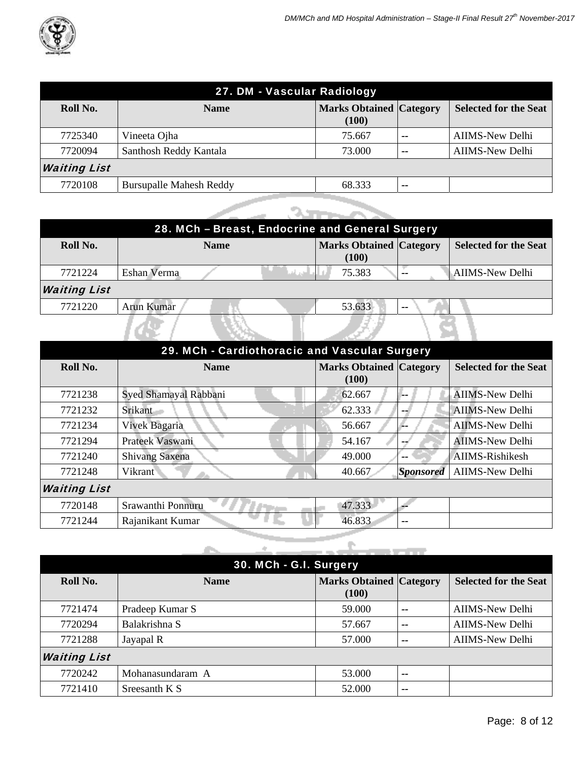## 27. DM - Vascular Radiology

| Roll No. | Name | Marks Obtained (100) | Category | Selected for the Seat |
|---|---|---|---|---|
| 7725340 | Vineeta Ojha | 75.667 | -- | AIIMS-New Delhi |
| 7720094 | Santhosh Reddy Kantala | 73.000 | -- | AIIMS-New Delhi |
| ***Waiting List*** | | | | |
| 7720108 | Bursupalle Mahesh Reddy | 68.333 | -- | |

## 28. MCh – Breast, Endocrine and General Surgery

| Roll No. | Name | Marks Obtained (100) | Category | Selected for the Seat |
|---|---|---|---|---|
| 7721224 | Eshan Verma | 75.383 | -- | AIIMS-New Delhi |
| ***Waiting List*** | | | | |
| 7721220 | Arun Kumar | 53.633 | -- | |

## 29. MCh - Cardiothoracic and Vascular Surgery

| Roll No. | Name | Marks Obtained (100) | Category | Selected for the Seat |
|---|---|---|---|---|
| 7721238 | Syed Shamayal Rabbani | 62.667 | -- | AIIMS-New Delhi |
| 7721232 | Srikant | 62.333 | -- | AIIMS-New Delhi |
| 7721234 | Vivek Bagaria | 56.667 | -- | AIIMS-New Delhi |
| 7721294 | Prateek Vaswani | 54.167 | -- | AIIMS-New Delhi |
| 7721240 | Shivang Saxena | 49.000 | -- | AIIMS-Rishikesh |
| 7721248 | Vikrant | 40.667 | *Sponsored* | AIIMS-New Delhi |
| ***Waiting List*** | | | | |
| 7720148 | Srawanthi Ponnuru | 47.333 | -- | |
| 7721244 | Rajanikant Kumar | 46.833 | -- | |

## 30. MCh - G.I. Surgery

| Roll No. | Name | Marks Obtained (100) | Category | Selected for the Seat |
|---|---|---|---|---|
| 7721474 | Pradeep Kumar S | 59.000 | -- | AIIMS-New Delhi |
| 7720294 | Balakrishna S | 57.667 | -- | AIIMS-New Delhi |
| 7721288 | Jayapal R | 57.000 | -- | AIIMS-New Delhi |
| ***Waiting List*** | | | | |
| 7720242 | Mohanasundaram A | 53.000 | -- | |
| 7721410 | Sreesanth K S | 52.000 | -- | |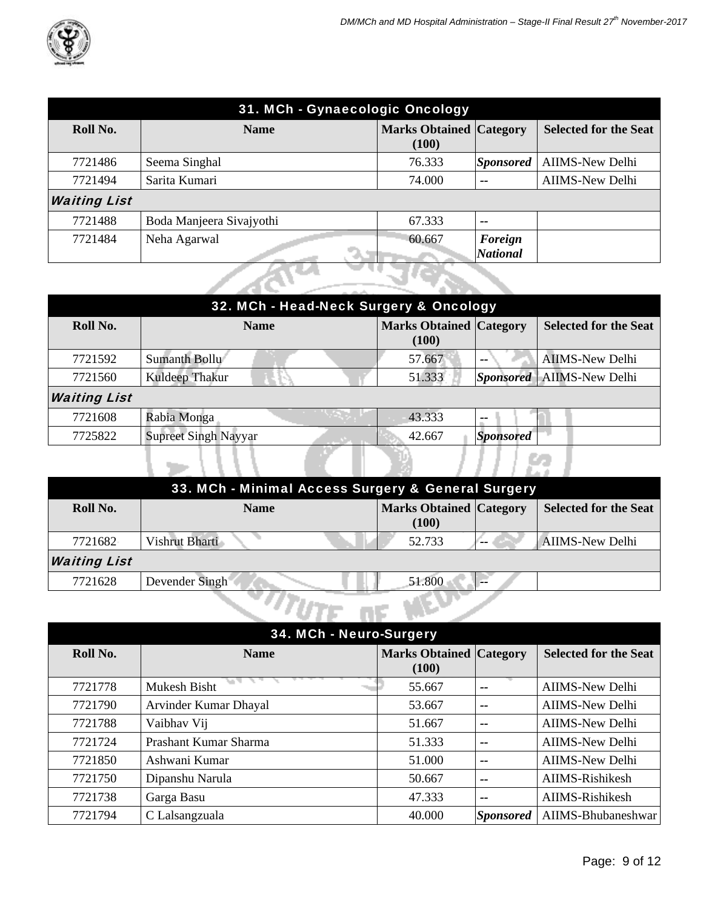## 31. MCh - Gynaecologic Oncology

| Roll No. | Name | Marks Obtained (100) | Category | Selected for the Seat |
|---|---|---|---|---|
| 7721486 | Seema Singhal | 76.333 | ***Sponsored*** | AIIMS-New Delhi |
| 7721494 | Sarita Kumari | 74.000 | -- | AIIMS-New Delhi |
| ***Waiting List*** | | | | |
| 7721488 | Boda Manjeera Sivajyothi | 67.333 | -- | |
| 7721484 | Neha Agarwal | 60.667 | ***Foreign National*** | |

## 32. MCh - Head-Neck Surgery & Oncology

| Roll No. | Name | Marks Obtained (100) | Category | Selected for the Seat |
|---|---|---|---|---|
| 7721592 | Sumanth Bollu | 57.667 | -- | AIIMS-New Delhi |
| 7721560 | Kuldeep Thakur | 51.333 | ***Sponsored*** | AIIMS-New Delhi |
| ***Waiting List*** | | | | |
| 7721608 | Rabia Monga | 43.333 | -- | |
| 7725822 | Supreet Singh Nayyar | 42.667 | ***Sponsored*** | |

## 33. MCh - Minimal Access Surgery & General Surgery

| Roll No. | Name | Marks Obtained (100) | Category | Selected for the Seat |
|---|---|---|---|---|
| 7721682 | Vishrut Bharti | 52.733 | -- | AIIMS-New Delhi |
| ***Waiting List*** | | | | |
| 7721628 | Devender Singh | 51.800 | -- | |

## 34. MCh - Neuro-Surgery

| Roll No. | Name | Marks Obtained (100) | Category | Selected for the Seat |
|---|---|---|---|---|
| 7721778 | Mukesh Bisht | 55.667 | -- | AIIMS-New Delhi |
| 7721790 | Arvinder Kumar Dhayal | 53.667 | -- | AIIMS-New Delhi |
| 7721788 | Vaibhav Vij | 51.667 | -- | AIIMS-New Delhi |
| 7721724 | Prashant Kumar Sharma | 51.333 | -- | AIIMS-New Delhi |
| 7721850 | Ashwani Kumar | 51.000 | -- | AIIMS-New Delhi |
| 7721750 | Dipanshu Narula | 50.667 | -- | AIIMS-Rishikesh |
| 7721738 | Garga Basu | 47.333 | -- | AIIMS-Rishikesh |
| 7721794 | C Lalsangzuala | 40.000 | ***Sponsored*** | AIIMS-Bhubaneshwar |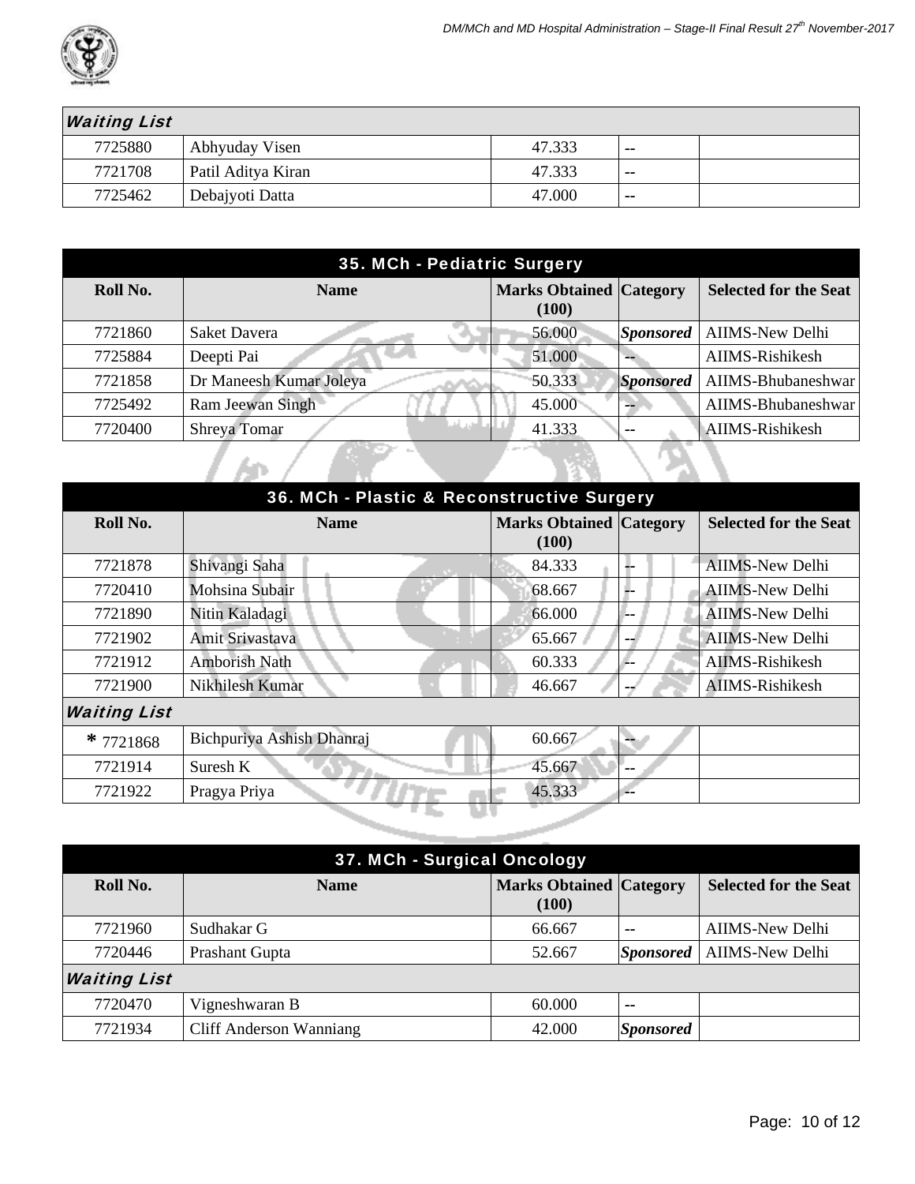| Waiting List | | | | |
|---|---|---|---|---|
| 7725880 | Abhyuday Visen | 47.333 | -- | |
| 7721708 | Patil Aditya Kiran | 47.333 | -- | |
| 7725462 | Debajyoti Datta | 47.000 | -- | |

## 35. MCh - Pediatric Surgery

| Roll No. | Name | Marks Obtained (100) | Category | Selected for the Seat |
|---|---|---|---|---|
| 7721860 | Saket Davera | 56.000 | *Sponsored* | AIIMS-New Delhi |
| 7725884 | Deepti Pai | 51.000 | -- | AIIMS-Rishikesh |
| 7721858 | Dr Maneesh Kumar Joleya | 50.333 | *Sponsored* | AIIMS-Bhubaneshwar |
| 7725492 | Ram Jeewan Singh | 45.000 | -- | AIIMS-Bhubaneshwar |
| 7720400 | Shreya Tomar | 41.333 | -- | AIIMS-Rishikesh |

## 36. MCh - Plastic & Reconstructive Surgery

| Roll No. | Name | Marks Obtained (100) | Category | Selected for the Seat |
|---|---|---|---|---|
| 7721878 | Shivangi Saha | 84.333 | -- | AIIMS-New Delhi |
| 7720410 | Mohsina Subair | 68.667 | -- | AIIMS-New Delhi |
| 7721890 | Nitin Kaladagi | 66.000 | -- | AIIMS-New Delhi |
| 7721902 | Amit Srivastava | 65.667 | -- | AIIMS-New Delhi |
| 7721912 | Amborish Nath | 60.333 | -- | AIIMS-Rishikesh |
| 7721900 | Nikhilesh Kumar | 46.667 | -- | AIIMS-Rishikesh |
| ***Waiting List*** | | | | |
| * 7721868 | Bichpuriya Ashish Dhanraj | 60.667 | -- | |
| 7721914 | Suresh K | 45.667 | -- | |
| 7721922 | Pragya Priya | 45.333 | -- | |

## 37. MCh - Surgical Oncology

| Roll No. | Name | Marks Obtained (100) | Category | Selected for the Seat |
|---|---|---|---|---|
| 7721960 | Sudhakar G | 66.667 | -- | AIIMS-New Delhi |
| 7720446 | Prashant Gupta | 52.667 | *Sponsored* | AIIMS-New Delhi |
| ***Waiting List*** | | | | |
| 7720470 | Vigneshwaran B | 60.000 | -- | |
| 7721934 | Cliff Anderson Wanniang | 42.000 | *Sponsored* | |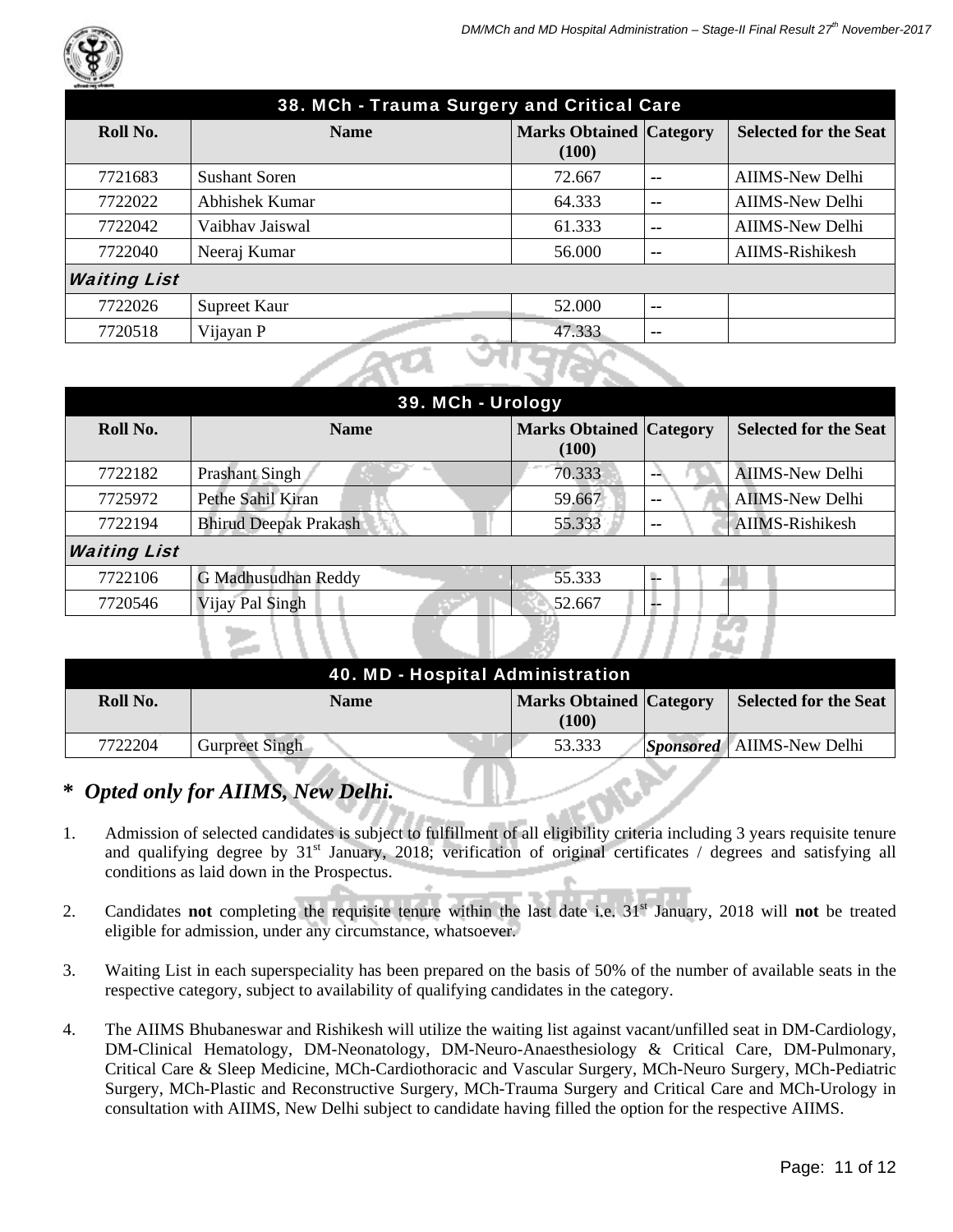## 38. MCh - Trauma Surgery and Critical Care

| Roll No. | Name | Marks Obtained (100) | Category | Selected for the Seat |
|---|---|---|---|---|
| 7721683 | Sushant Soren | 72.667 | -- | AIIMS-New Delhi |
| 7722022 | Abhishek Kumar | 64.333 | -- | AIIMS-New Delhi |
| 7722042 | Vaibhav Jaiswal | 61.333 | -- | AIIMS-New Delhi |
| 7722040 | Neeraj Kumar | 56.000 | -- | AIIMS-Rishikesh |
| ***Waiting List*** | | | | |
| 7722026 | Supreet Kaur | 52.000 | -- | |
| 7720518 | Vijayan P | 47.333 | -- | |

## 39. MCh - Urology

| Roll No. | Name | Marks Obtained (100) | Category | Selected for the Seat |
|---|---|---|---|---|
| 7722182 | Prashant Singh | 70.333 | -- | AIIMS-New Delhi |
| 7725972 | Pethe Sahil Kiran | 59.667 | -- | AIIMS-New Delhi |
| 7722194 | Bhirud Deepak Prakash | 55.333 | -- | AIIMS-Rishikesh |
| ***Waiting List*** | | | | |
| 7722106 | G Madhusudhan Reddy | 55.333 | -- | |
| 7720546 | Vijay Pal Singh | 52.667 | -- | |

## 40. MD - Hospital Administration

| Roll No. | Name | Marks Obtained (100) | Category | Selected for the Seat |
|---|---|---|---|---|
| 7722204 | Gurpreet Singh | 53.333 | ***Sponsored*** | AIIMS-New Delhi |

### * *Opted only for AIIMS, New Delhi.*

1. Admission of selected candidates is subject to fulfillment of all eligibility criteria including 3 years requisite tenure and qualifying degree by 31st January, 2018; verification of original certificates / degrees and satisfying all conditions as laid down in the Prospectus.

2. Candidates **not** completing the requisite tenure within the last date i.e. 31st January, 2018 will **not** be treated eligible for admission, under any circumstance, whatsoever.

3. Waiting List in each superspeciality has been prepared on the basis of 50% of the number of available seats in the respective category, subject to availability of qualifying candidates in the category.

4. The AIIMS Bhubaneswar and Rishikesh will utilize the waiting list against vacant/unfilled seat in DM-Cardiology, DM-Clinical Hematology, DM-Neonatology, DM-Neuro-Anaesthesiology & Critical Care, DM-Pulmonary, Critical Care & Sleep Medicine, MCh-Cardiothoracic and Vascular Surgery, MCh-Neuro Surgery, MCh-Pediatric Surgery, MCh-Plastic and Reconstructive Surgery, MCh-Trauma Surgery and Critical Care and MCh-Urology in consultation with AIIMS, New Delhi subject to candidate having filled the option for the respective AIIMS.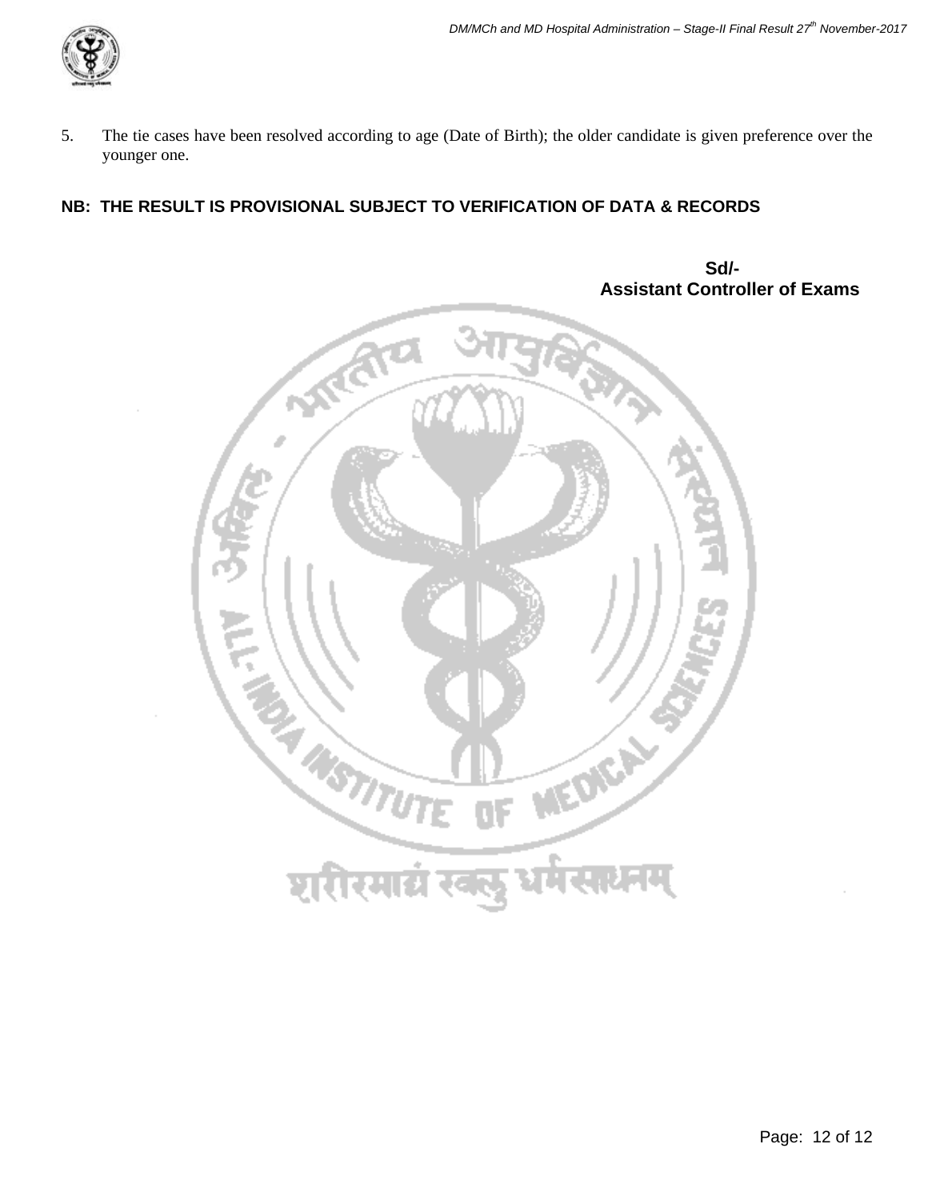5. The tie cases have been resolved according to age (Date of Birth); the older candidate is given preference over the younger one.

**NB: THE RESULT IS PROVISIONAL SUBJECT TO VERIFICATION OF DATA & RECORDS**

**Sd/-**
**Assistant Controller of Exams**